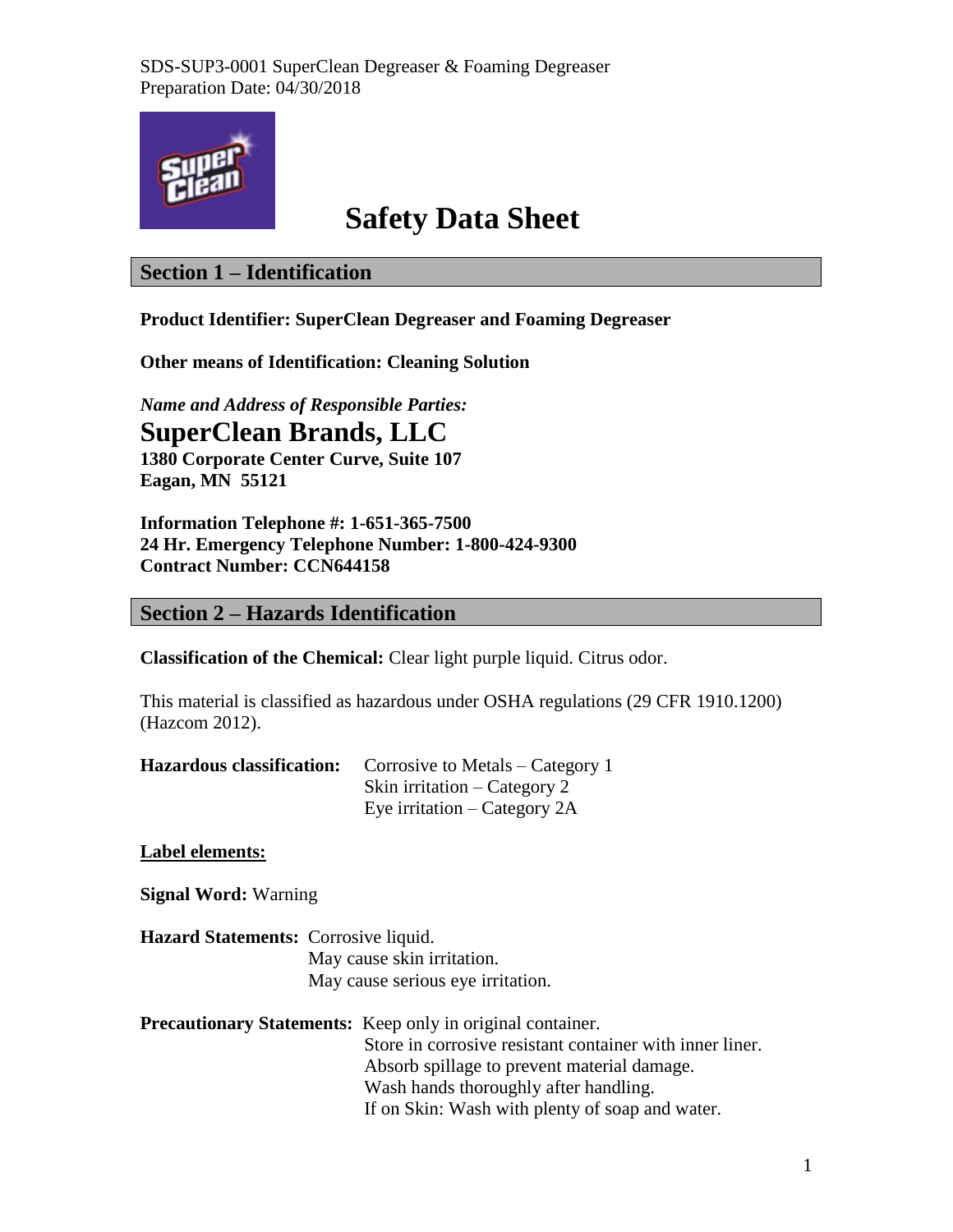SDS-SUP3-0001 SuperClean Degreaser & Foaming Degreaser
Preparation Date: 04/30/2018

# Safety Data Sheet

## Section 1 – Identification

**Product Identifier: SuperClean Degreaser and Foaming Degreaser**

**Other means of Identification: Cleaning Solution**

***Name and Address of Responsible Parties:***

**SuperClean Brands, LLC**
**1380 Corporate Center Curve, Suite 107**
**Eagan, MN 55121**

**Information Telephone #: 1-651-365-7500**
**24 Hr. Emergency Telephone Number: 1-800-424-9300**
**Contract Number: CCN644158**

## Section 2 – Hazards Identification

**Classification of the Chemical:** Clear light purple liquid. Citrus odor.

This material is classified as hazardous under OSHA regulations (29 CFR 1910.1200) (Hazcom 2012).

**Hazardous classification:**
- Corrosive to Metals – Category 1
- Skin irritation – Category 2
- Eye irritation – Category 2A

**Label elements:**

**Signal Word:** Warning

**Hazard Statements:**
- Corrosive liquid.
- May cause skin irritation.
- May cause serious eye irritation.

**Precautionary Statements:**
- Keep only in original container.
- Store in corrosive resistant container with inner liner.
- Absorb spillage to prevent material damage.
- Wash hands thoroughly after handling.
- If on Skin: Wash with plenty of soap and water.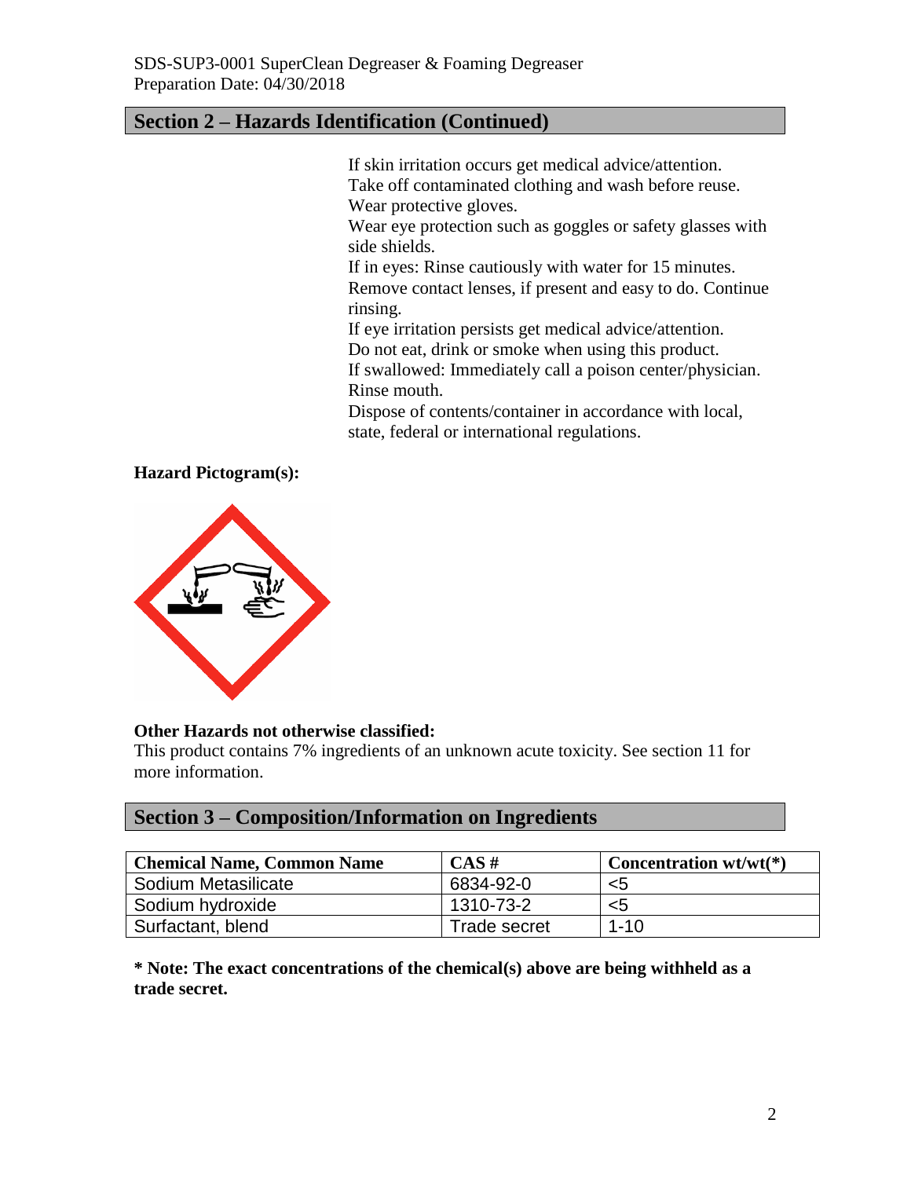## Section 2 – Hazards Identification (Continued)

If skin irritation occurs get medical advice/attention.
Take off contaminated clothing and wash before reuse.
Wear protective gloves.
Wear eye protection such as goggles or safety glasses with side shields.
If in eyes: Rinse cautiously with water for 15 minutes.
Remove contact lenses, if present and easy to do. Continue rinsing.
If eye irritation persists get medical advice/attention.
Do not eat, drink or smoke when using this product.
If swallowed: Immediately call a poison center/physician.
Rinse mouth.
Dispose of contents/container in accordance with local, state, federal or international regulations.

**Hazard Pictogram(s):**

**Other Hazards not otherwise classified:**
This product contains 7% ingredients of an unknown acute toxicity. See section 11 for more information.

## Section 3 – Composition/Information on Ingredients

| Chemical Name, Common Name | CAS # | Concentration wt/wt(*) |
|---|---|---|
| Sodium Metasilicate | 6834-92-0 | <5 |
| Sodium hydroxide | 1310-73-2 | <5 |
| Surfactant, blend | Trade secret | 1-10 |

**\* Note: The exact concentrations of the chemical(s) above are being withheld as a trade secret.**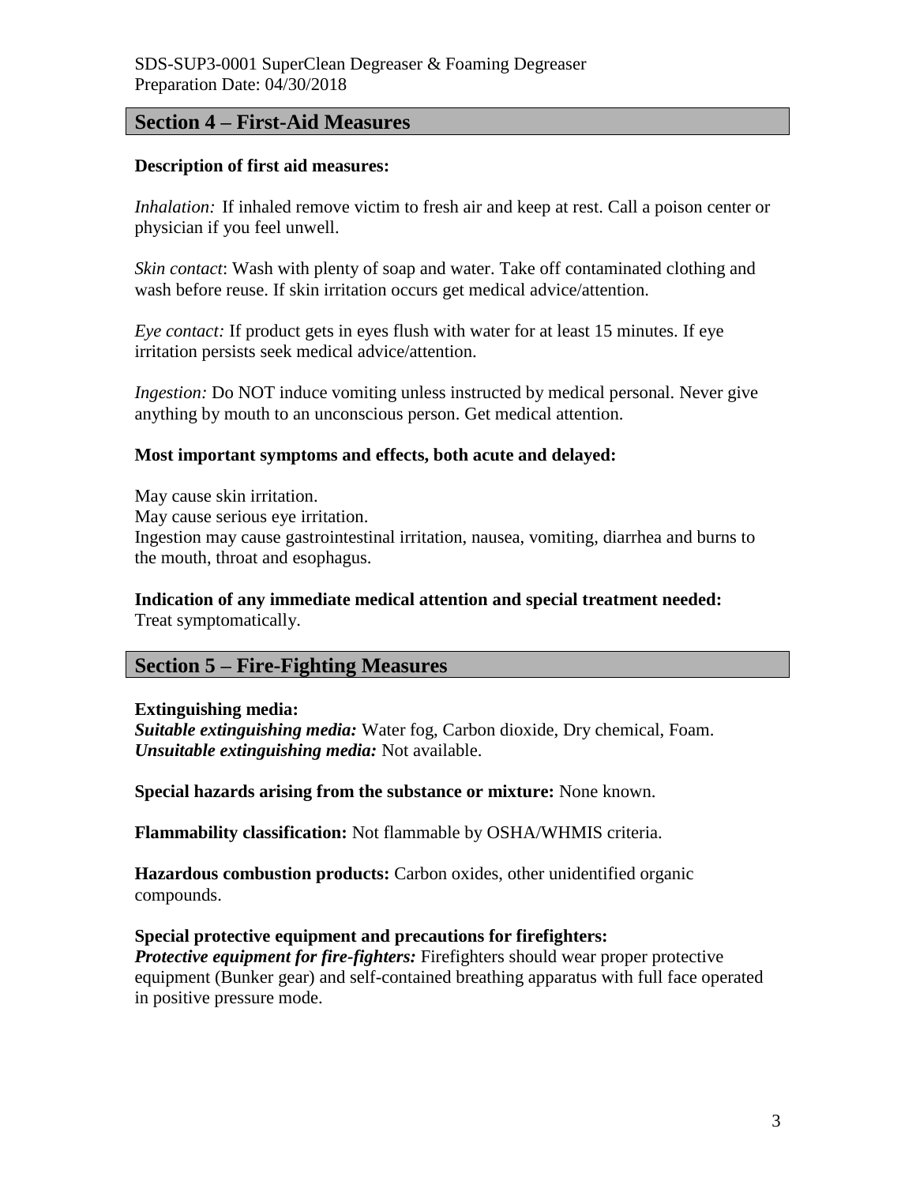## Section 4 – First-Aid Measures

**Description of first aid measures:**

*Inhalation:* If inhaled remove victim to fresh air and keep at rest. Call a poison center or physician if you feel unwell.

*Skin contact*: Wash with plenty of soap and water. Take off contaminated clothing and wash before reuse. If skin irritation occurs get medical advice/attention.

*Eye contact:* If product gets in eyes flush with water for at least 15 minutes. If eye irritation persists seek medical advice/attention.

*Ingestion:* Do NOT induce vomiting unless instructed by medical personal. Never give anything by mouth to an unconscious person. Get medical attention.

**Most important symptoms and effects, both acute and delayed:**

May cause skin irritation.
May cause serious eye irritation.
Ingestion may cause gastrointestinal irritation, nausea, vomiting, diarrhea and burns to the mouth, throat and esophagus.

**Indication of any immediate medical attention and special treatment needed:**
Treat symptomatically.

## Section 5 – Fire-Fighting Measures

**Extinguishing media:**
***Suitable extinguishing media:*** Water fog, Carbon dioxide, Dry chemical, Foam.
***Unsuitable extinguishing media:*** Not available.

**Special hazards arising from the substance or mixture:** None known.

**Flammability classification:** Not flammable by OSHA/WHMIS criteria.

**Hazardous combustion products:** Carbon oxides, other unidentified organic compounds.

**Special protective equipment and precautions for firefighters:**
***Protective equipment for fire-fighters:*** Firefighters should wear proper protective equipment (Bunker gear) and self-contained breathing apparatus with full face operated in positive pressure mode.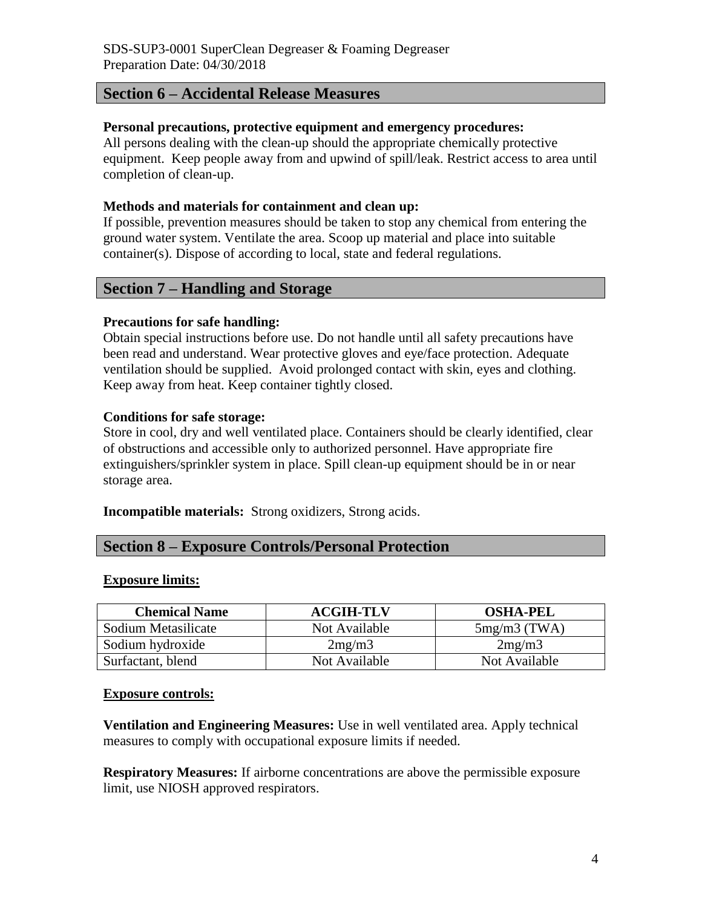## Section 6 – Accidental Release Measures

**Personal precautions, protective equipment and emergency procedures:**
All persons dealing with the clean-up should the appropriate chemically protective equipment. Keep people away from and upwind of spill/leak. Restrict access to area until completion of clean-up.

**Methods and materials for containment and clean up:**
If possible, prevention measures should be taken to stop any chemical from entering the ground water system. Ventilate the area. Scoop up material and place into suitable container(s). Dispose of according to local, state and federal regulations.

## Section 7 – Handling and Storage

**Precautions for safe handling:**
Obtain special instructions before use. Do not handle until all safety precautions have been read and understand. Wear protective gloves and eye/face protection. Adequate ventilation should be supplied. Avoid prolonged contact with skin, eyes and clothing. Keep away from heat. Keep container tightly closed.

**Conditions for safe storage:**
Store in cool, dry and well ventilated place. Containers should be clearly identified, clear of obstructions and accessible only to authorized personnel. Have appropriate fire extinguishers/sprinkler system in place. Spill clean-up equipment should be in or near storage area.

**Incompatible materials:** Strong oxidizers, Strong acids.

## Section 8 – Exposure Controls/Personal Protection

**Exposure limits:**

| Chemical Name | ACGIH-TLV | OSHA-PEL |
|---|---|---|
| Sodium Metasilicate | Not Available | 5mg/m3 (TWA) |
| Sodium hydroxide | 2mg/m3 | 2mg/m3 |
| Surfactant, blend | Not Available | Not Available |

**Exposure controls:**

**Ventilation and Engineering Measures:** Use in well ventilated area. Apply technical measures to comply with occupational exposure limits if needed.

**Respiratory Measures:** If airborne concentrations are above the permissible exposure limit, use NIOSH approved respirators.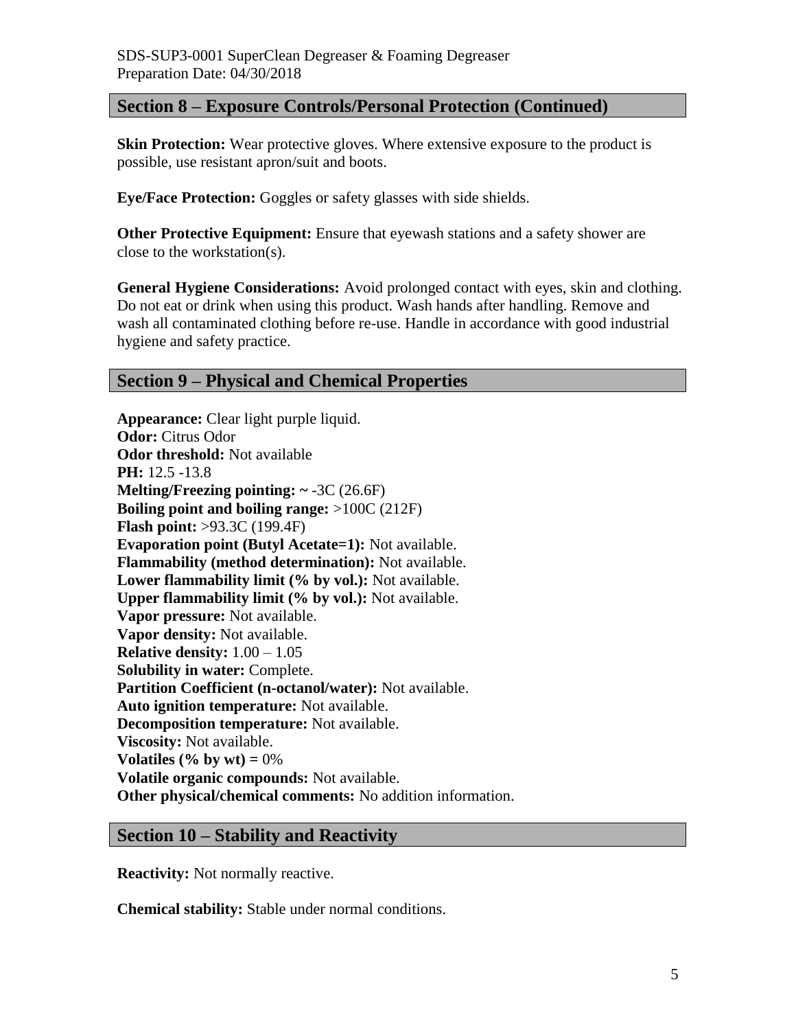## Section 8 – Exposure Controls/Personal Protection (Continued)

**Skin Protection:** Wear protective gloves. Where extensive exposure to the product is possible, use resistant apron/suit and boots.

**Eye/Face Protection:** Goggles or safety glasses with side shields.

**Other Protective Equipment:** Ensure that eyewash stations and a safety shower are close to the workstation(s).

**General Hygiene Considerations:** Avoid prolonged contact with eyes, skin and clothing. Do not eat or drink when using this product. Wash hands after handling. Remove and wash all contaminated clothing before re-use. Handle in accordance with good industrial hygiene and safety practice.

## Section 9 – Physical and Chemical Properties

**Appearance:** Clear light purple liquid.
**Odor:** Citrus Odor
**Odor threshold:** Not available
**PH:** 12.5 -13.8
**Melting/Freezing pointing: ~** -3C (26.6F)
**Boiling point and boiling range:** >100C (212F)
**Flash point:** >93.3C (199.4F)
**Evaporation point (Butyl Acetate=1):** Not available.
**Flammability (method determination):** Not available.
**Lower flammability limit (% by vol.):** Not available.
**Upper flammability limit (% by vol.):** Not available.
**Vapor pressure:** Not available.
**Vapor density:** Not available.
**Relative density:** 1.00 – 1.05
**Solubility in water:** Complete.
**Partition Coefficient (n-octanol/water):** Not available.
**Auto ignition temperature:** Not available.
**Decomposition temperature:** Not available.
**Viscosity:** Not available.
**Volatiles (% by wt) =** 0%
**Volatile organic compounds:** Not available.
**Other physical/chemical comments:** No addition information.

## Section 10 – Stability and Reactivity

**Reactivity:** Not normally reactive.

**Chemical stability:** Stable under normal conditions.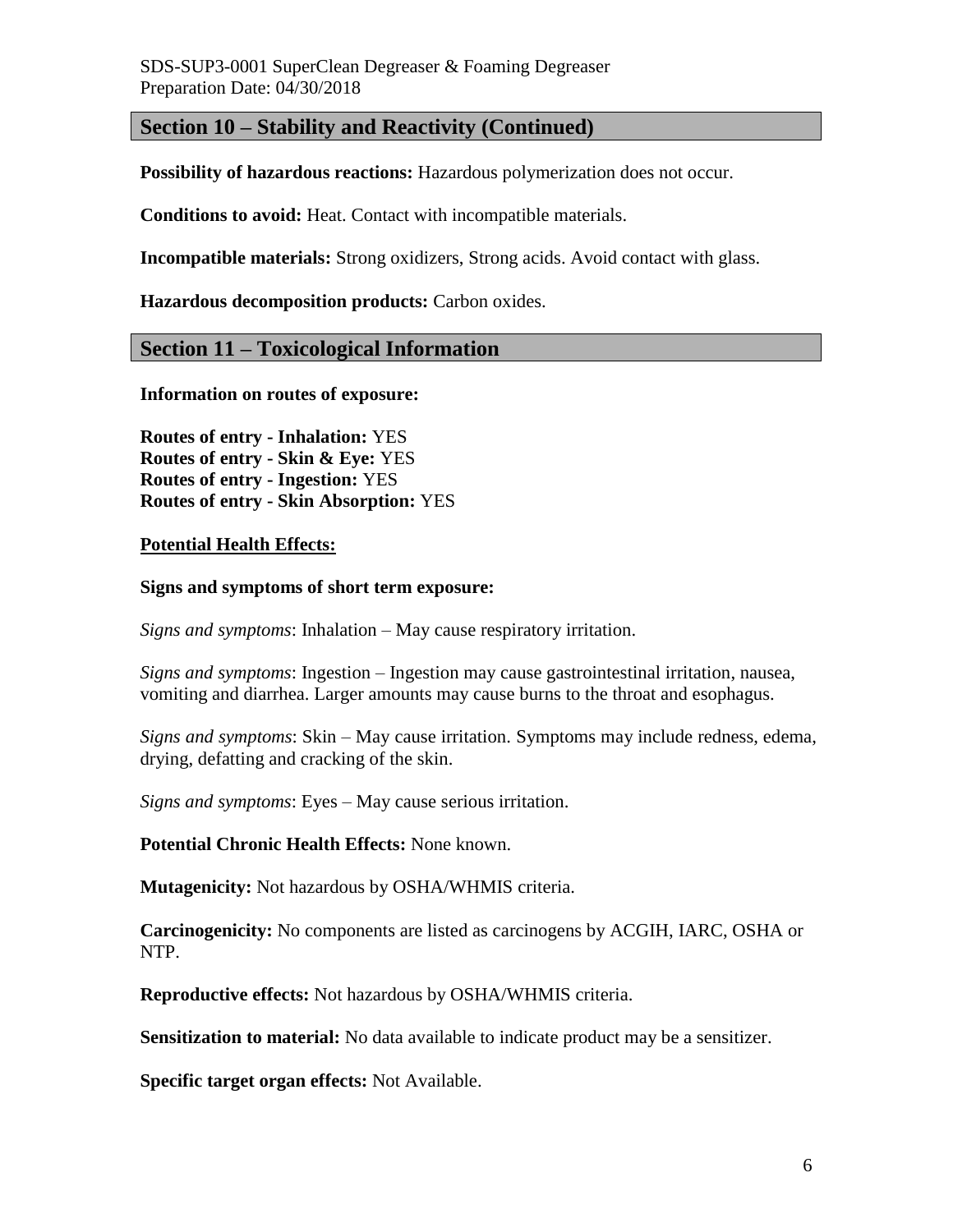## Section 10 – Stability and Reactivity (Continued)

**Possibility of hazardous reactions:** Hazardous polymerization does not occur.

**Conditions to avoid:** Heat. Contact with incompatible materials.

**Incompatible materials:** Strong oxidizers, Strong acids. Avoid contact with glass.

**Hazardous decomposition products:** Carbon oxides.

## Section 11 – Toxicological Information

**Information on routes of exposure:**

**Routes of entry - Inhalation:** YES
**Routes of entry - Skin & Eye:** YES
**Routes of entry - Ingestion:** YES
**Routes of entry - Skin Absorption:** YES

**Potential Health Effects:**

**Signs and symptoms of short term exposure:**

*Signs and symptoms*: Inhalation – May cause respiratory irritation.

*Signs and symptoms*: Ingestion – Ingestion may cause gastrointestinal irritation, nausea, vomiting and diarrhea. Larger amounts may cause burns to the throat and esophagus.

*Signs and symptoms*: Skin – May cause irritation. Symptoms may include redness, edema, drying, defatting and cracking of the skin.

*Signs and symptoms*: Eyes – May cause serious irritation.

**Potential Chronic Health Effects:** None known.

**Mutagenicity:** Not hazardous by OSHA/WHMIS criteria.

**Carcinogenicity:** No components are listed as carcinogens by ACGIH, IARC, OSHA or NTP.

**Reproductive effects:** Not hazardous by OSHA/WHMIS criteria.

**Sensitization to material:** No data available to indicate product may be a sensitizer.

**Specific target organ effects:** Not Available.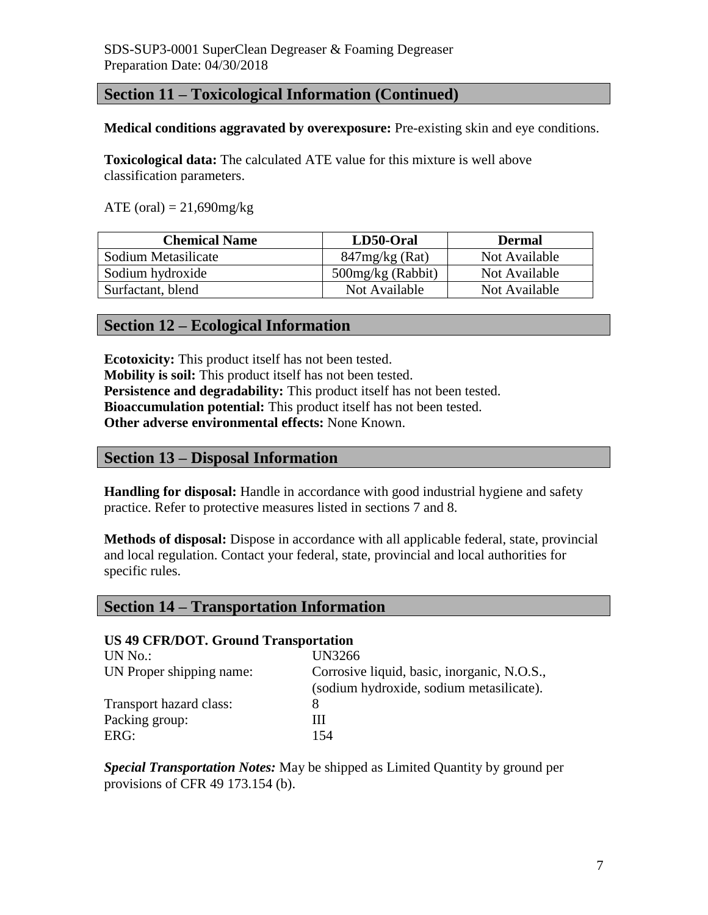## Section 11 – Toxicological Information (Continued)

**Medical conditions aggravated by overexposure:** Pre-existing skin and eye conditions.

**Toxicological data:** The calculated ATE value for this mixture is well above classification parameters.

ATE (oral) = 21,690mg/kg

| Chemical Name | LD50-Oral | Dermal |
|---|---|---|
| Sodium Metasilicate | 847mg/kg (Rat) | Not Available |
| Sodium hydroxide | 500mg/kg (Rabbit) | Not Available |
| Surfactant, blend | Not Available | Not Available |

## Section 12 – Ecological Information

**Ecotoxicity:** This product itself has not been tested.
**Mobility is soil:** This product itself has not been tested.
**Persistence and degradability:** This product itself has not been tested.
**Bioaccumulation potential:** This product itself has not been tested.
**Other adverse environmental effects:** None Known.

## Section 13 – Disposal Information

**Handling for disposal:** Handle in accordance with good industrial hygiene and safety practice. Refer to protective measures listed in sections 7 and 8.

**Methods of disposal:** Dispose in accordance with all applicable federal, state, provincial and local regulation. Contact your federal, state, provincial and local authorities for specific rules.

## Section 14 – Transportation Information

**US 49 CFR/DOT. Ground Transportation**

| | |
|---|---|
| UN No.: | UN3266 |
| UN Proper shipping name: | Corrosive liquid, basic, inorganic, N.O.S., (sodium hydroxide, sodium metasilicate). |
| Transport hazard class: | 8 |
| Packing group: | III |
| ERG: | 154 |

***Special Transportation Notes:*** May be shipped as Limited Quantity by ground per provisions of CFR 49 173.154 (b).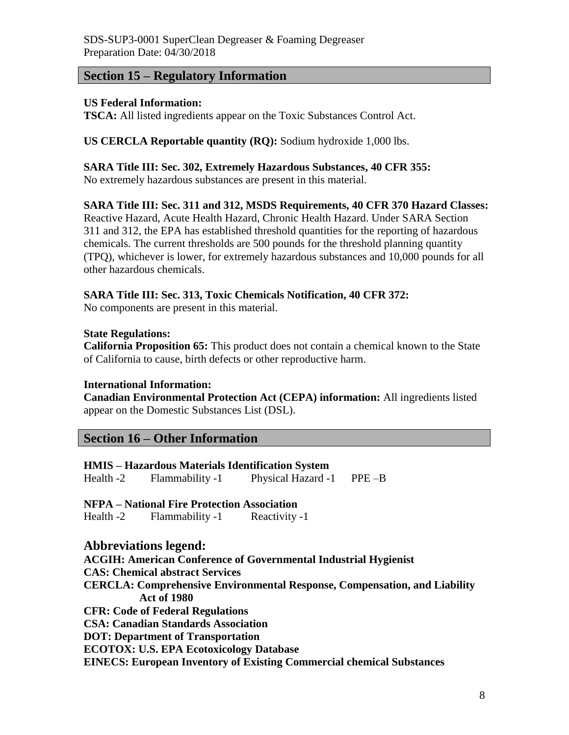## Section 15 – Regulatory Information

**US Federal Information:**
**TSCA:** All listed ingredients appear on the Toxic Substances Control Act.

**US CERCLA Reportable quantity (RQ):** Sodium hydroxide 1,000 lbs.

**SARA Title III: Sec. 302, Extremely Hazardous Substances, 40 CFR 355:**
No extremely hazardous substances are present in this material.

**SARA Title III: Sec. 311 and 312, MSDS Requirements, 40 CFR 370 Hazard Classes:**
Reactive Hazard, Acute Health Hazard, Chronic Health Hazard. Under SARA Section 311 and 312, the EPA has established threshold quantities for the reporting of hazardous chemicals. The current thresholds are 500 pounds for the threshold planning quantity (TPQ), whichever is lower, for extremely hazardous substances and 10,000 pounds for all other hazardous chemicals.

**SARA Title III: Sec. 313, Toxic Chemicals Notification, 40 CFR 372:**
No components are present in this material.

**State Regulations:**
**California Proposition 65:** This product does not contain a chemical known to the State of California to cause, birth defects or other reproductive harm.

**International Information:**
**Canadian Environmental Protection Act (CEPA) information:** All ingredients listed appear on the Domestic Substances List (DSL).

## Section 16 – Other Information

**HMIS – Hazardous Materials Identification System**
Health -2 Flammability -1 Physical Hazard -1 PPE –B

**NFPA – National Fire Protection Association**
Health -2 Flammability -1 Reactivity -1

### Abbreviations legend:

**ACGIH: American Conference of Governmental Industrial Hygienist**
**CAS: Chemical abstract Services**
**CERCLA: Comprehensive Environmental Response, Compensation, and Liability Act of 1980**
**CFR: Code of Federal Regulations**
**CSA: Canadian Standards Association**
**DOT: Department of Transportation**
**ECOTOX: U.S. EPA Ecotoxicology Database**
**EINECS: European Inventory of Existing Commercial chemical Substances**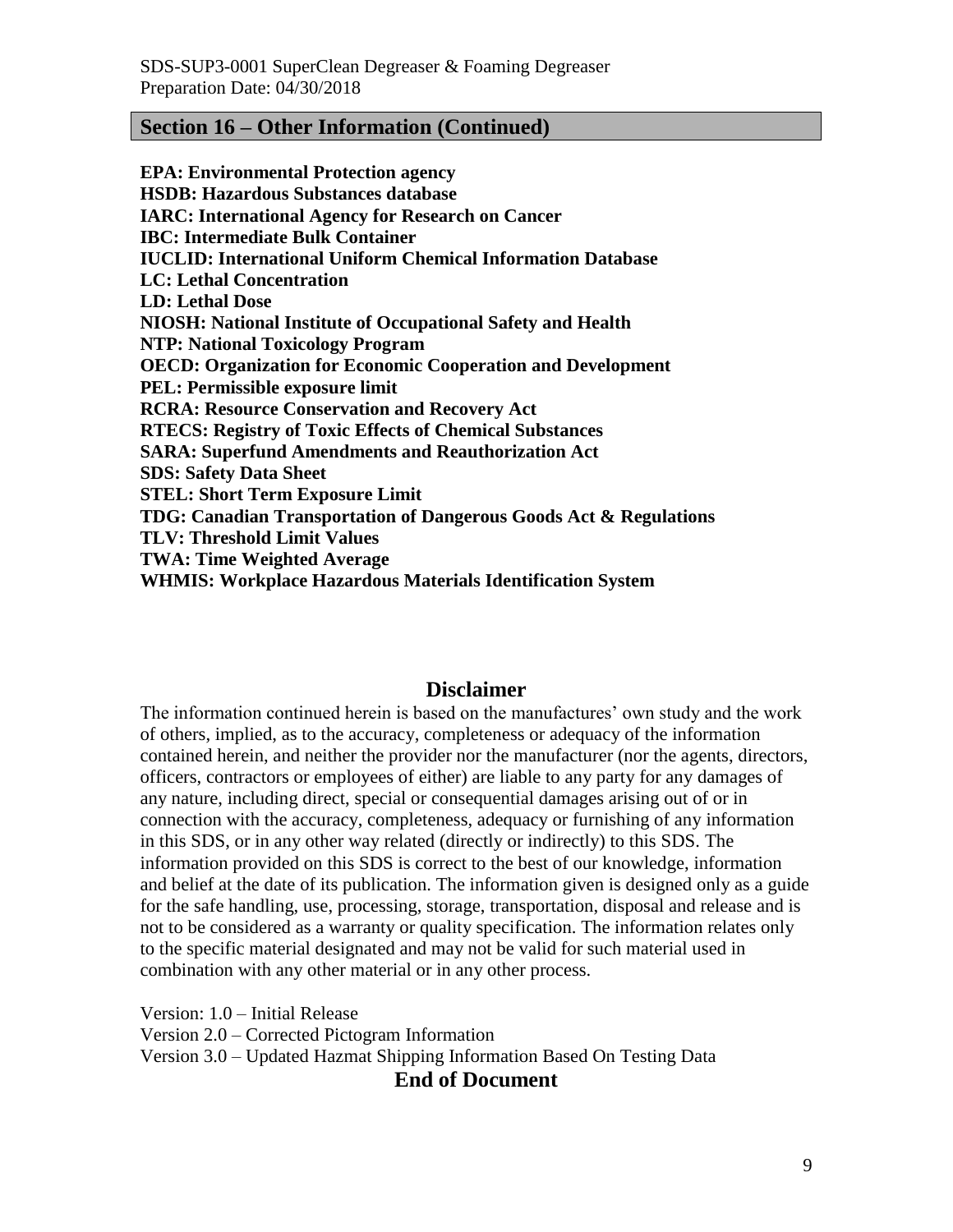## Section 16 – Other Information (Continued)

**EPA: Environmental Protection agency**
**HSDB: Hazardous Substances database**
**IARC: International Agency for Research on Cancer**
**IBC: Intermediate Bulk Container**
**IUCLID: International Uniform Chemical Information Database**
**LC: Lethal Concentration**
**LD: Lethal Dose**
**NIOSH: National Institute of Occupational Safety and Health**
**NTP: National Toxicology Program**
**OECD: Organization for Economic Cooperation and Development**
**PEL: Permissible exposure limit**
**RCRA: Resource Conservation and Recovery Act**
**RTECS: Registry of Toxic Effects of Chemical Substances**
**SARA: Superfund Amendments and Reauthorization Act**
**SDS: Safety Data Sheet**
**STEL: Short Term Exposure Limit**
**TDG: Canadian Transportation of Dangerous Goods Act & Regulations**
**TLV: Threshold Limit Values**
**TWA: Time Weighted Average**
**WHMIS: Workplace Hazardous Materials Identification System**

## Disclaimer

The information continued herein is based on the manufactures' own study and the work of others, implied, as to the accuracy, completeness or adequacy of the information contained herein, and neither the provider nor the manufacturer (nor the agents, directors, officers, contractors or employees of either) are liable to any party for any damages of any nature, including direct, special or consequential damages arising out of or in connection with the accuracy, completeness, adequacy or furnishing of any information in this SDS, or in any other way related (directly or indirectly) to this SDS. The information provided on this SDS is correct to the best of our knowledge, information and belief at the date of its publication. The information given is designed only as a guide for the safe handling, use, processing, storage, transportation, disposal and release and is not to be considered as a warranty or quality specification. The information relates only to the specific material designated and may not be valid for such material used in combination with any other material or in any other process.

Version: 1.0 – Initial Release
Version 2.0 – Corrected Pictogram Information
Version 3.0 – Updated Hazmat Shipping Information Based On Testing Data

**End of Document**